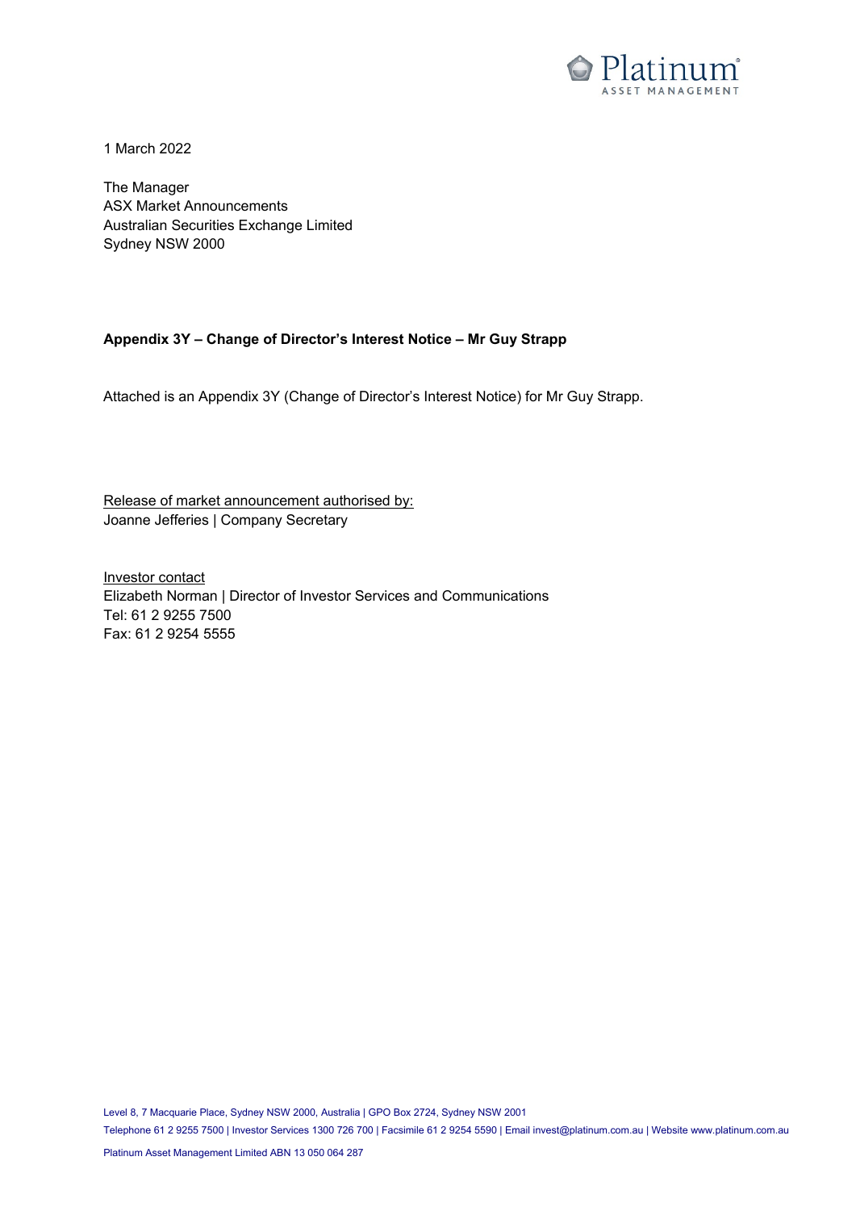1 March 2022

The Manager
ASX Market Announcements
Australian Securities Exchange Limited
Sydney NSW 2000

**Appendix 3Y – Change of Director's Interest Notice – Mr Guy Strapp**

Attached is an Appendix 3Y (Change of Director's Interest Notice) for Mr Guy Strapp.

Release of market announcement authorised by:
Joanne Jefferies | Company Secretary

Investor contact
Elizabeth Norman | Director of Investor Services and Communications
Tel: 61 2 9255 7500
Fax: 61 2 9254 5555

Level 8, 7 Macquarie Place, Sydney NSW 2000, Australia | GPO Box 2724, Sydney NSW 2001
Telephone 61 2 9255 7500 | Investor Services 1300 726 700 | Facsimile 61 2 9254 5590 | Email invest@platinum.com.au | Website www.platinum.com.au
Platinum Asset Management Limited ABN 13 050 064 287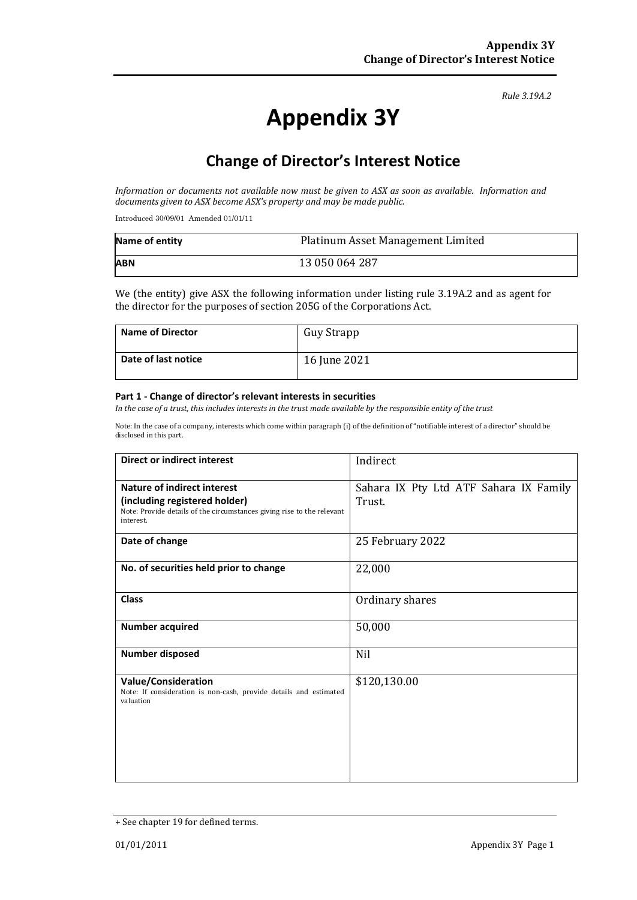*Rule 3.19A.2*

# Appendix 3Y

## Change of Director's Interest Notice

*Information or documents not available now must be given to ASX as soon as available. Information and documents given to ASX become ASX's property and may be made public.*

Introduced 30/09/01 Amended 01/01/11

| Name of entity | Platinum Asset Management Limited |
|---|---|
| **ABN** | 13 050 064 287 |

We (the entity) give ASX the following information under listing rule 3.19A.2 and as agent for the director for the purposes of section 205G of the Corporations Act.

| Name of Director | Guy Strapp |
|---|---|
| **Date of last notice** | 16 June 2021 |

#### Part 1 - Change of director's relevant interests in securities

*In the case of a trust, this includes interests in the trust made available by the responsible entity of the trust*

Note: In the case of a company, interests which come within paragraph (i) of the definition of "notifiable interest of a director" should be disclosed in this part.

| Direct or indirect interest | Indirect |
|---|---|
| **Nature of indirect interest (including registered holder)** Note: Provide details of the circumstances giving rise to the relevant interest. | Sahara IX Pty Ltd ATF Sahara IX Family Trust. |
| **Date of change** | 25 February 2022 |
| **No. of securities held prior to change** | 22,000 |
| **Class** | Ordinary shares |
| **Number acquired** | 50,000 |
| **Number disposed** | Nil |
| **Value/Consideration** Note: If consideration is non-cash, provide details and estimated valuation | $120,130.00 |

+ See chapter 19 for defined terms.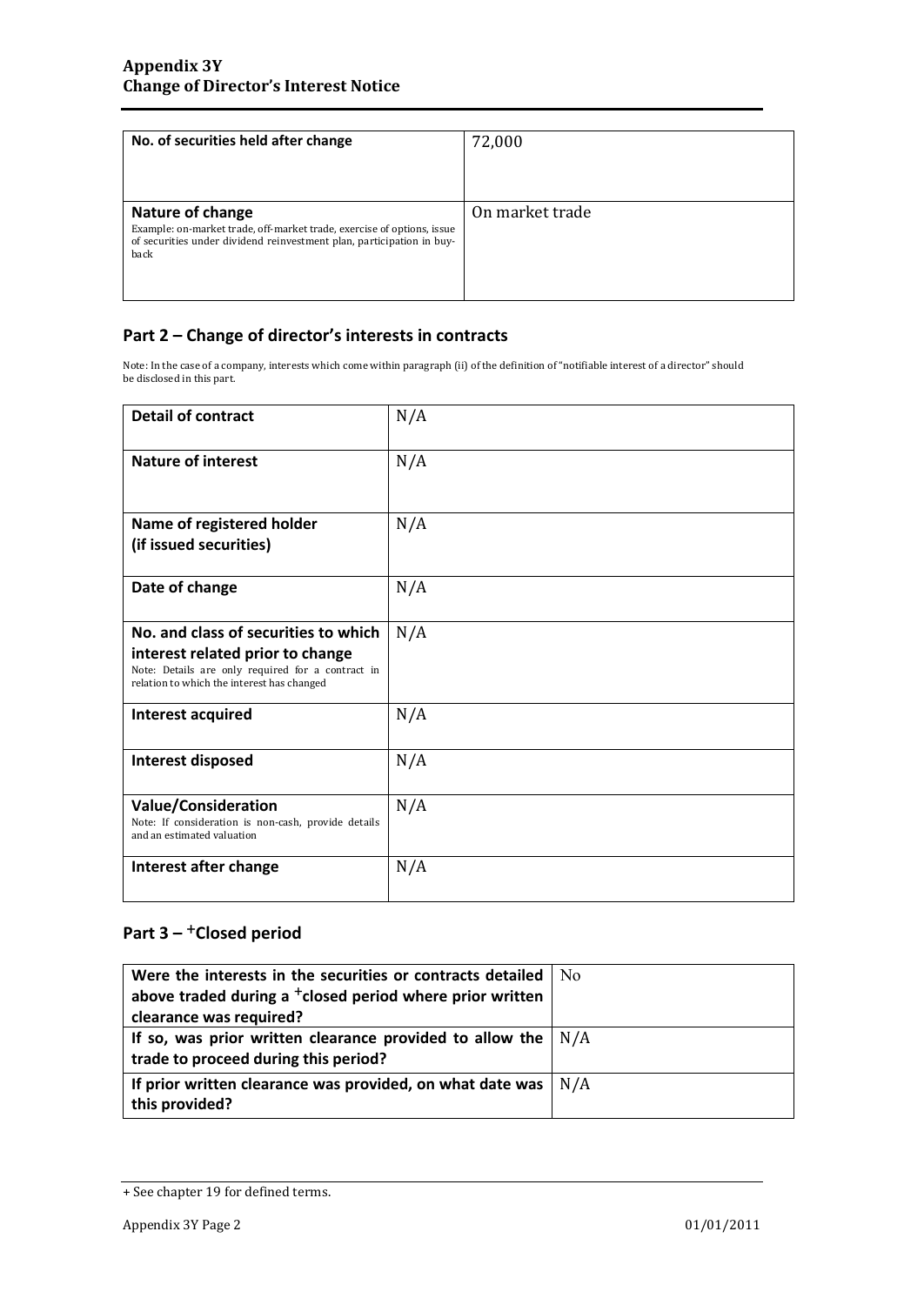| | |
|---|---|
| **No. of securities held after change** | 72,000 |
| **Nature of change**<br>Example: on-market trade, off-market trade, exercise of options, issue of securities under dividend reinvestment plan, participation in buy-back | On market trade |

## Part 2 – Change of director's interests in contracts

Note: In the case of a company, interests which come within paragraph (ii) of the definition of "notifiable interest of a director" should be disclosed in this part.

| | |
|---|---|
| **Detail of contract** | N/A |
| **Nature of interest** | N/A |
| **Name of registered holder (if issued securities)** | N/A |
| **Date of change** | N/A |
| **No. and class of securities to which interest related prior to change**<br>Note: Details are only required for a contract in relation to which the interest has changed | N/A |
| **Interest acquired** | N/A |
| **Interest disposed** | N/A |
| **Value/Consideration**<br>Note: If consideration is non-cash, provide details and an estimated valuation | N/A |
| **Interest after change** | N/A |

## Part 3 – +Closed period

| | |
|---|---|
| **Were the interests in the securities or contracts detailed above traded during a +closed period where prior written clearance was required?** | No |
| **If so, was prior written clearance provided to allow the trade to proceed during this period?** | N/A |
| **If prior written clearance was provided, on what date was this provided?** | N/A |

+ See chapter 19 for defined terms.